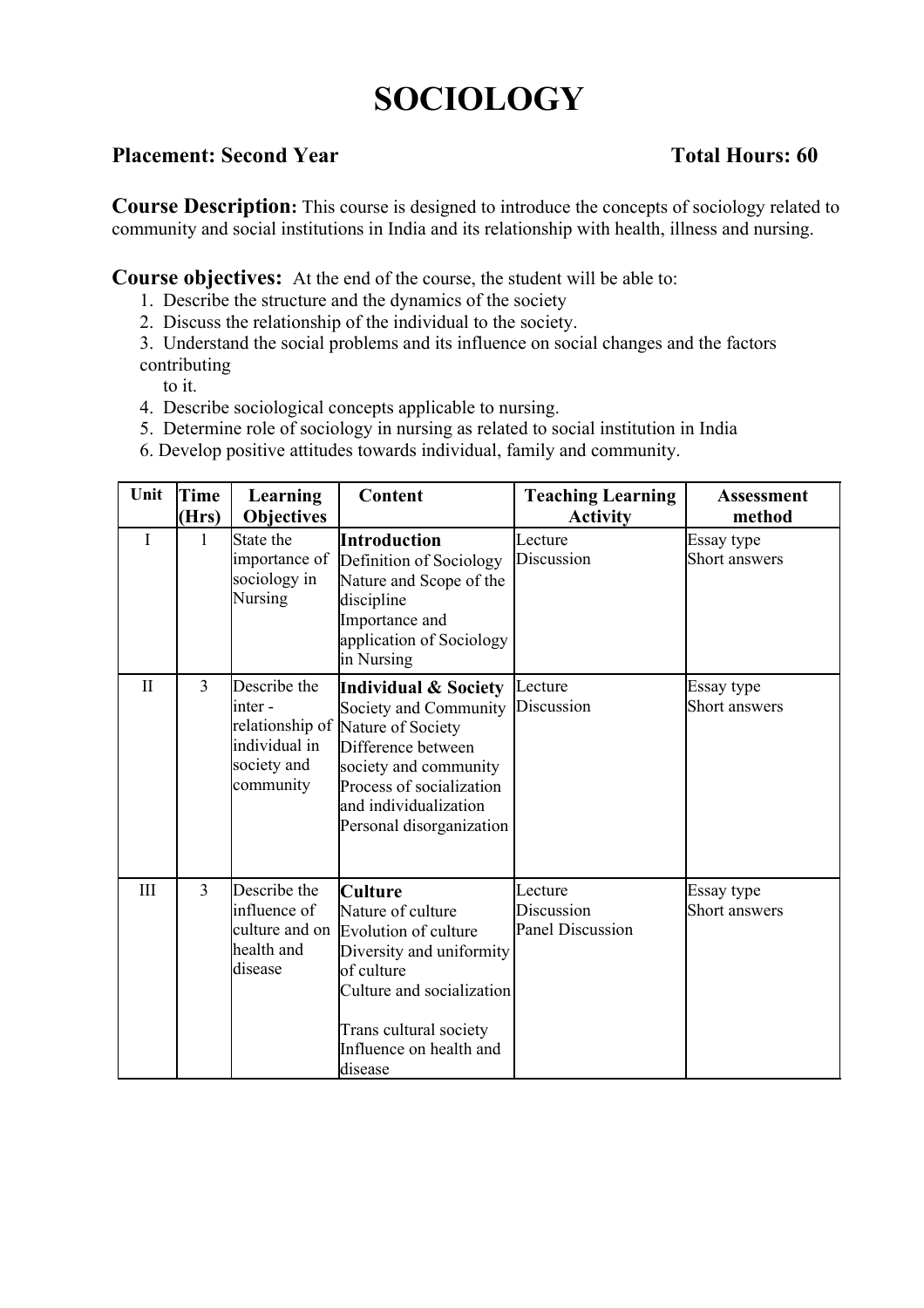# SOCIOLOGY

**Placement: Second Year** **Total Hours: 60**

**Course Description:** This course is designed to introduce the concepts of sociology related to community and social institutions in India and its relationship with health, illness and nursing.

**Course objectives:** At the end of the course, the student will be able to:

1. Describe the structure and the dynamics of the society
2. Discuss the relationship of the individual to the society.
3. Understand the social problems and its influence on social changes and the factors contributing to it.
4. Describe sociological concepts applicable to nursing.
5. Determine role of sociology in nursing as related to social institution in India
6. Develop positive attitudes towards individual, family and community.

| Unit | Time (Hrs) | Learning Objectives | Content | Teaching Learning Activity | Assessment method |
|---|---|---|---|---|---|
| I | 1 | State the importance of sociology in Nursing | **Introduction**<br>Definition of Sociology<br>Nature and Scope of the discipline<br>Importance and application of Sociology in Nursing | Lecture<br>Discussion | Essay type<br>Short answers |
| II | 3 | Describe the inter - relationship of individual in society and community | **Individual & Society**<br>Society and Community<br>Nature of Society<br>Difference between society and community<br>Process of socialization and individualization<br>Personal disorganization | Lecture<br>Discussion | Essay type<br>Short answers |
| III | 3 | Describe the influence of culture and on health and disease | **Culture**<br>Nature of culture<br>Evolution of culture<br>Diversity and uniformity of culture<br>Culture and socialization<br><br>Trans cultural society<br>Influence on health and disease | Lecture<br>Discussion<br>Panel Discussion | Essay type<br>Short answers |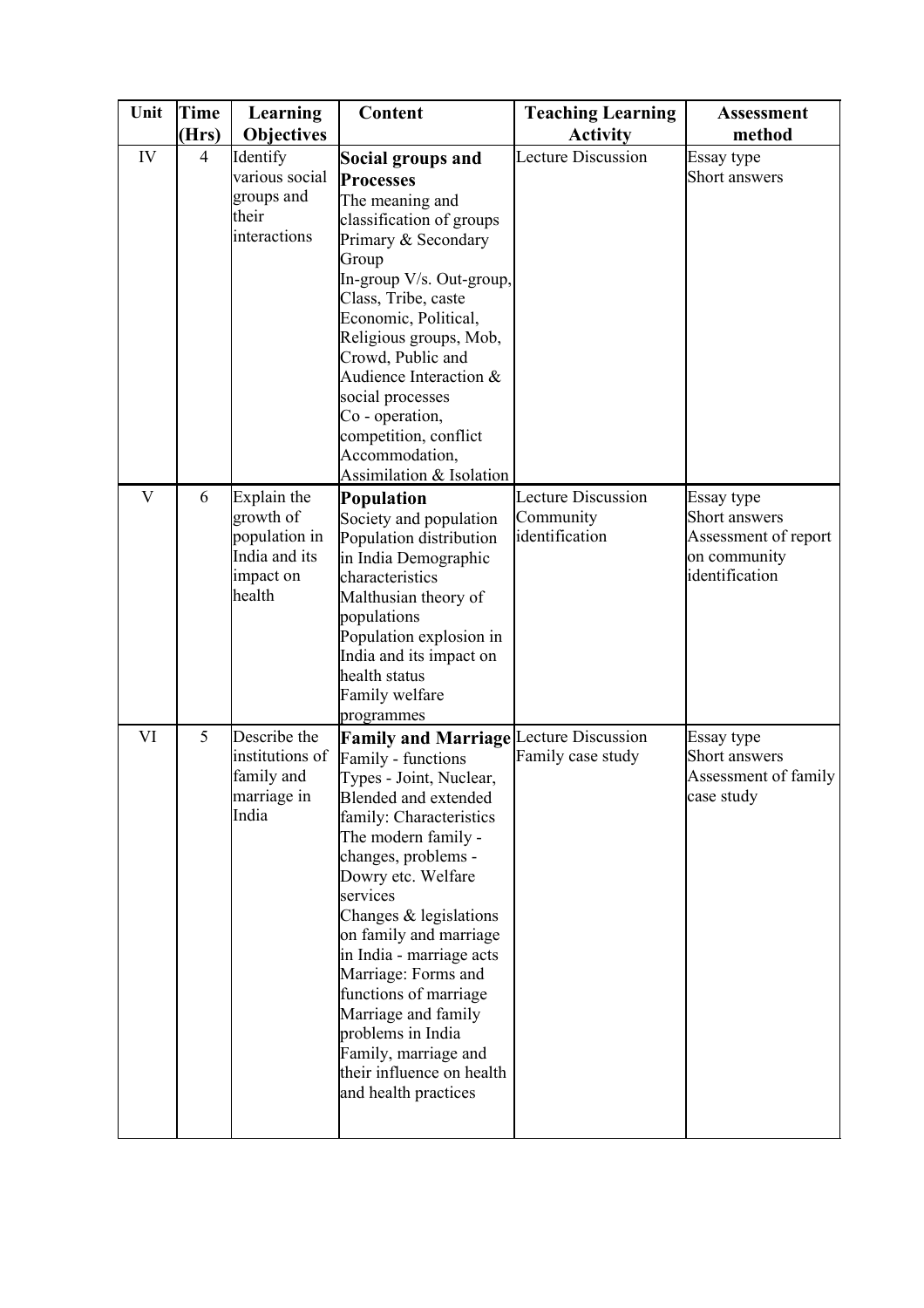| Unit | Time (Hrs) | Learning Objectives | Content | Teaching Learning Activity | Assessment method |
|---|---|---|---|---|---|
| IV | 4 | Identify various social groups and their interactions | **Social groups and Processes**<br>The meaning and classification of groups<br>Primary & Secondary Group<br>In-group V/s. Out-group, Class, Tribe, caste<br>Economic, Political, Religious groups, Mob, Crowd, Public and Audience Interaction & social processes<br>Co - operation, competition, conflict<br>Accommodation, Assimilation & Isolation | Lecture Discussion | Essay type<br>Short answers |
| V | 6 | Explain the growth of population in India and its impact on health | **Population**<br>Society and population<br>Population distribution in India Demographic characteristics<br>Malthusian theory of populations<br>Population explosion in India and its impact on health status<br>Family welfare programmes | Lecture Discussion<br>Community identification | Essay type<br>Short answers<br>Assessment of report on community identification |
| VI | 5 | Describe the institutions of family and marriage in India | **Family and Marriage**<br>Family - functions<br>Types - Joint, Nuclear, Blended and extended family: Characteristics<br>The modern family - changes, problems - Dowry etc. Welfare services<br>Changes & legislations on family and marriage in India - marriage acts<br>Marriage: Forms and functions of marriage<br>Marriage and family problems in India<br>Family, marriage and their influence on health and health practices | Lecture Discussion<br>Family case study | Essay type<br>Short answers<br>Assessment of family case study |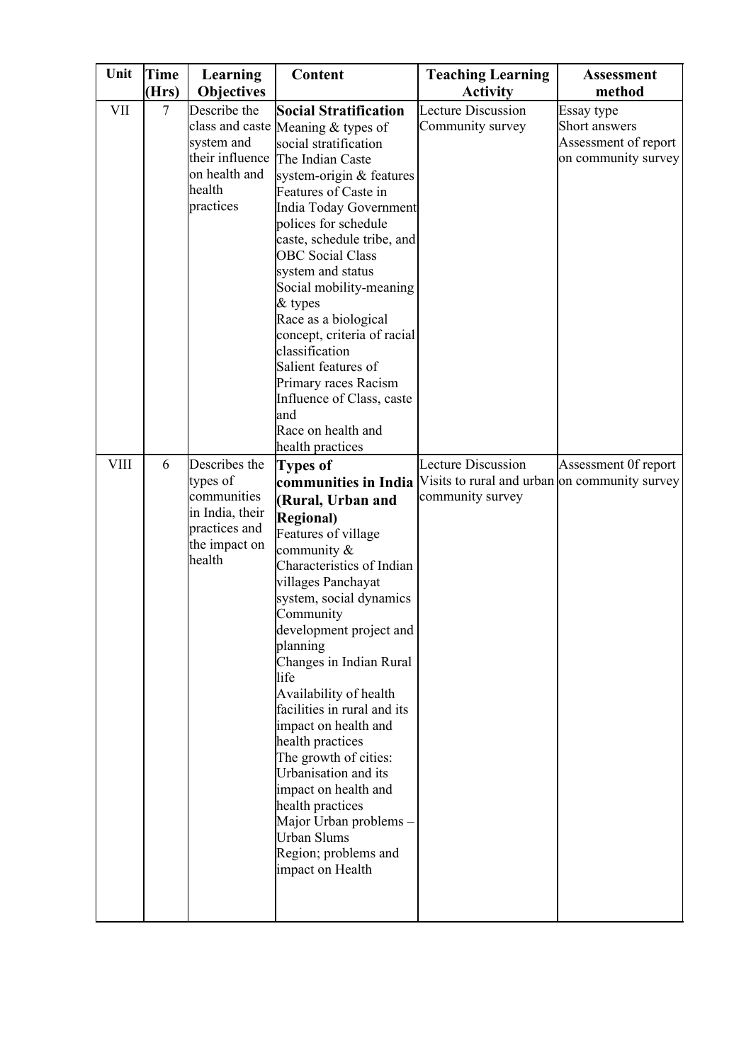| Unit | Time (Hrs) | Learning Objectives | Content | Teaching Learning Activity | Assessment method |
|---|---|---|---|---|---|
| VII | 7 | Describe the class and caste system and their influence on health and health practices | **Social Stratification**<br>Meaning & types of social stratification<br>The Indian Caste system-origin & features<br>Features of Caste in India Today Government polices for schedule caste, schedule tribe, and OBC Social Class system and status<br>Social mobility-meaning & types<br>Race as a biological concept, criteria of racial classification<br>Salient features of Primary races Racism<br>Influence of Class, caste and<br>Race on health and health practices | Lecture Discussion<br>Community survey | Essay type<br>Short answers<br>Assessment of report on community survey |
| VIII | 6 | Describes the types of communities in India, their practices and the impact on health | **Types of communities in India (Rural, Urban and Regional)**<br>Features of village community &<br>Characteristics of Indian villages Panchayat system, social dynamics<br>Community development project and planning<br>Changes in Indian Rural life<br>Availability of health facilities in rural and its impact on health and health practices<br>The growth of cities: Urbanisation and its impact on health and health practices<br>Major Urban problems – Urban Slums<br>Region; problems and impact on Health | Lecture Discussion<br>Visits to rural and urban community survey | Assessment 0f report on community survey |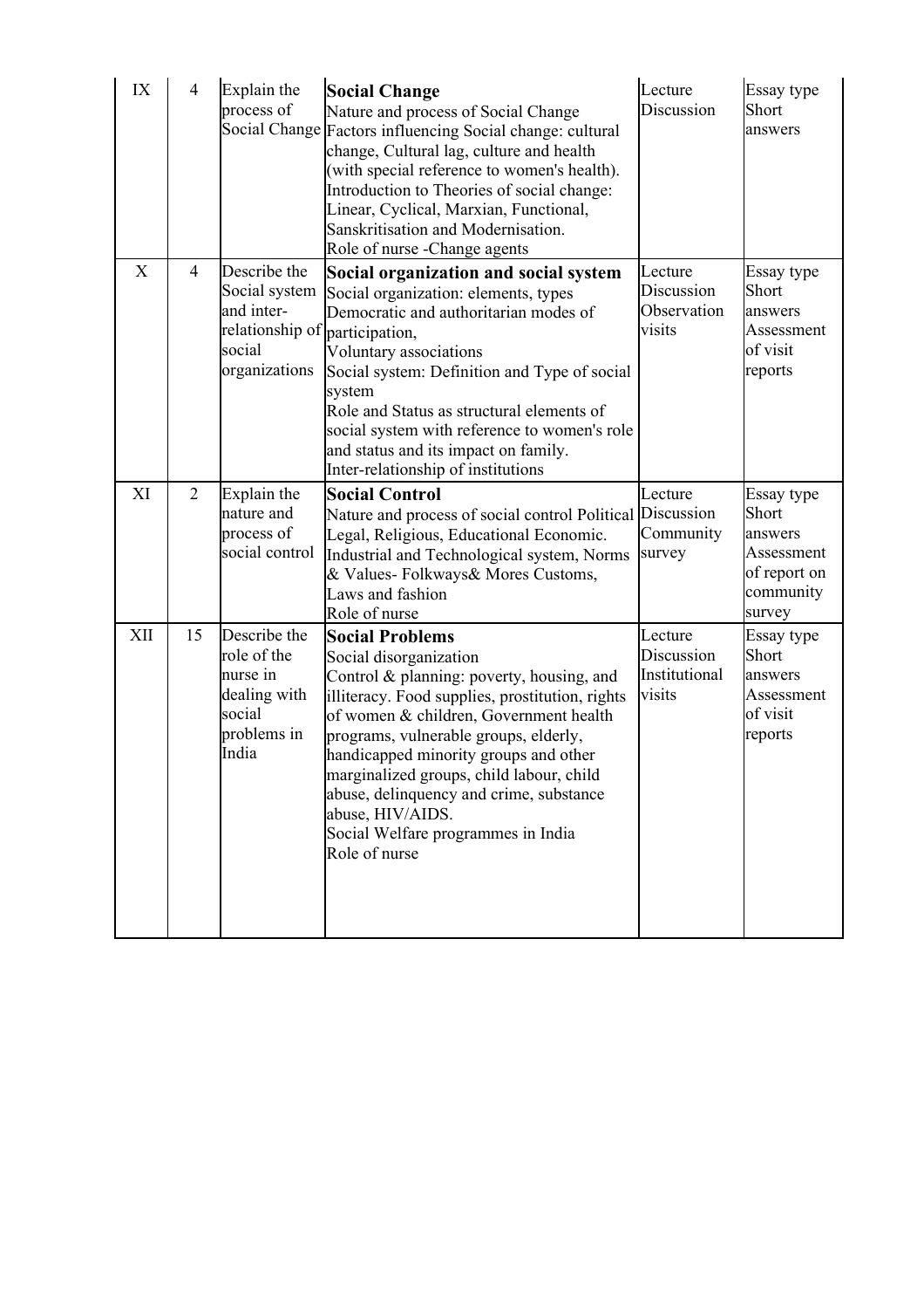| IX | 4 | Explain the process of Social Change | **Social Change**<br>Nature and process of Social Change<br>Factors influencing Social change: cultural change, Cultural lag, culture and health (with special reference to women's health).<br>Introduction to Theories of social change: Linear, Cyclical, Marxian, Functional, Sanskritisation and Modernisation.<br>Role of nurse -Change agents | Lecture<br>Discussion | Essay type<br>Short answers |
|---|---|---|---|---|---|
| X | 4 | Describe the Social system and inter-relationship of social organizations | **Social organization and social system**<br>Social organization: elements, types<br>Democratic and authoritarian modes of participation,<br>Voluntary associations<br>Social system: Definition and Type of social system<br>Role and Status as structural elements of social system with reference to women's role and status and its impact on family.<br>Inter-relationship of institutions | Lecture<br>Discussion<br>Observation visits | Essay type<br>Short answers<br>Assessment of visit reports |
| XI | 2 | Explain the nature and process of social control | **Social Control**<br>Nature and process of social control Political Legal, Religious, Educational Economic. Industrial and Technological system, Norms & Values- Folkways& Mores Customs, Laws and fashion<br>Role of nurse | Lecture<br>Discussion<br>Community survey | Essay type<br>Short answers<br>Assessment of report on community survey |
| XII | 15 | Describe the role of the nurse in dealing with social problems in India | **Social Problems**<br>Social disorganization<br>Control & planning: poverty, housing, and illiteracy. Food supplies, prostitution, rights of women & children, Government health programs, vulnerable groups, elderly, handicapped minority groups and other marginalized groups, child labour, child abuse, delinquency and crime, substance abuse, HIV/AIDS.<br>Social Welfare programmes in India<br>Role of nurse | Lecture<br>Discussion<br>Institutional visits | Essay type<br>Short answers<br>Assessment of visit reports |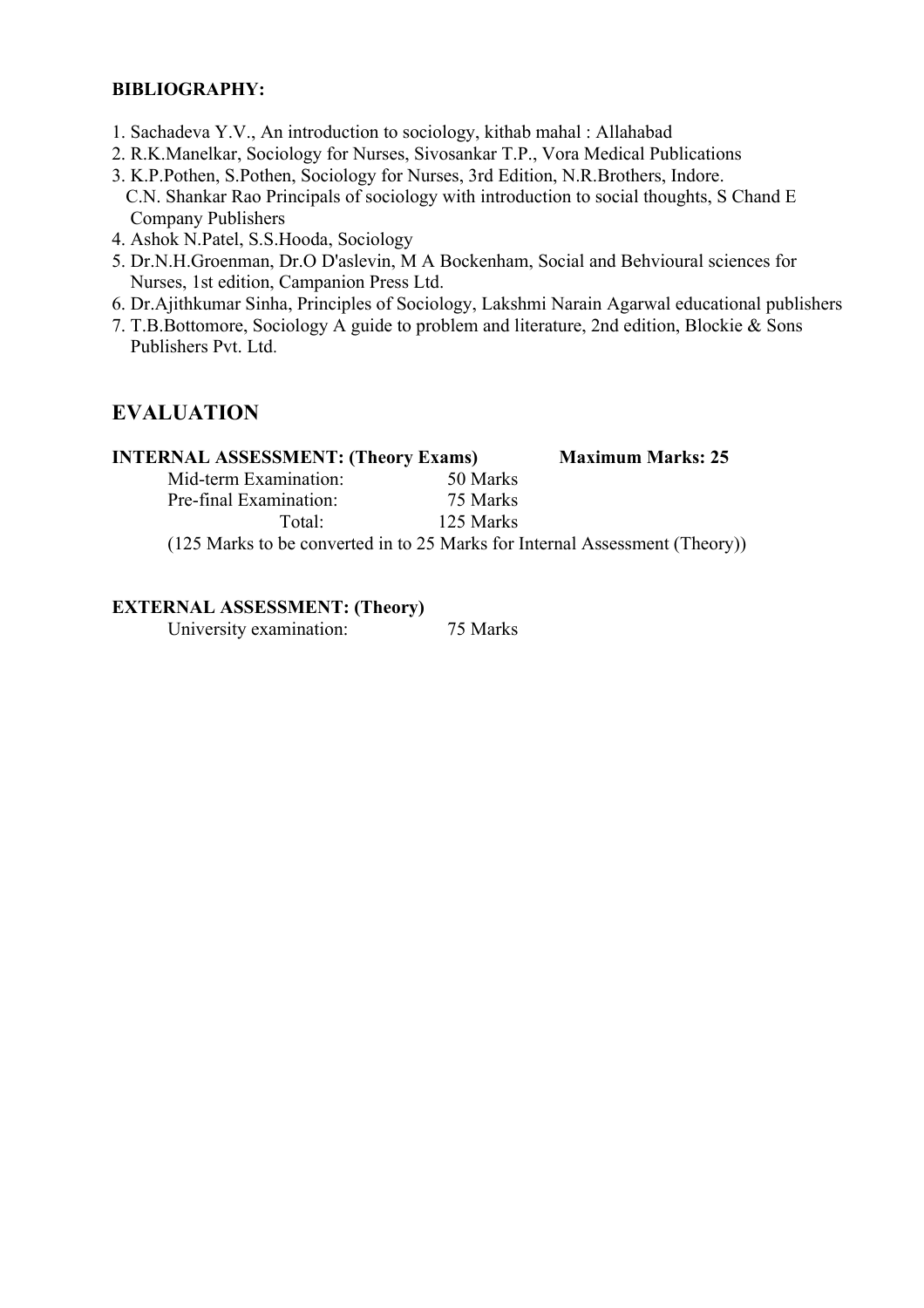**BIBLIOGRAPHY:**

1. Sachadeva Y.V., An introduction to sociology, kithab mahal : Allahabad
2. R.K.Manelkar, Sociology for Nurses, Sivosankar T.P., Vora Medical Publications
3. K.P.Pothen, S.Pothen, Sociology for Nurses, 3rd Edition, N.R.Brothers, Indore.
   C.N. Shankar Rao Principals of sociology with introduction to social thoughts, S Chand E Company Publishers
4. Ashok N.Patel, S.S.Hooda, Sociology
5. Dr.N.H.Groenman, Dr.O D'aslevin, M A Bockenham, Social and Behvioural sciences for Nurses, 1st edition, Campanion Press Ltd.
6. Dr.Ajithkumar Sinha, Principles of Sociology, Lakshmi Narain Agarwal educational publishers
7. T.B.Bottomore, Sociology A guide to problem and literature, 2nd edition, Blockie & Sons Publishers Pvt. Ltd.

## EVALUATION

**INTERNAL ASSESSMENT: (Theory Exams)** **Maximum Marks: 25**

| | |
|---|---|
| Mid-term Examination: | 50 Marks |
| Pre-final Examination: | 75 Marks |
| Total: | 125 Marks |

(125 Marks to be converted in to 25 Marks for Internal Assessment (Theory))

**EXTERNAL ASSESSMENT: (Theory)**

University examination: 75 Marks